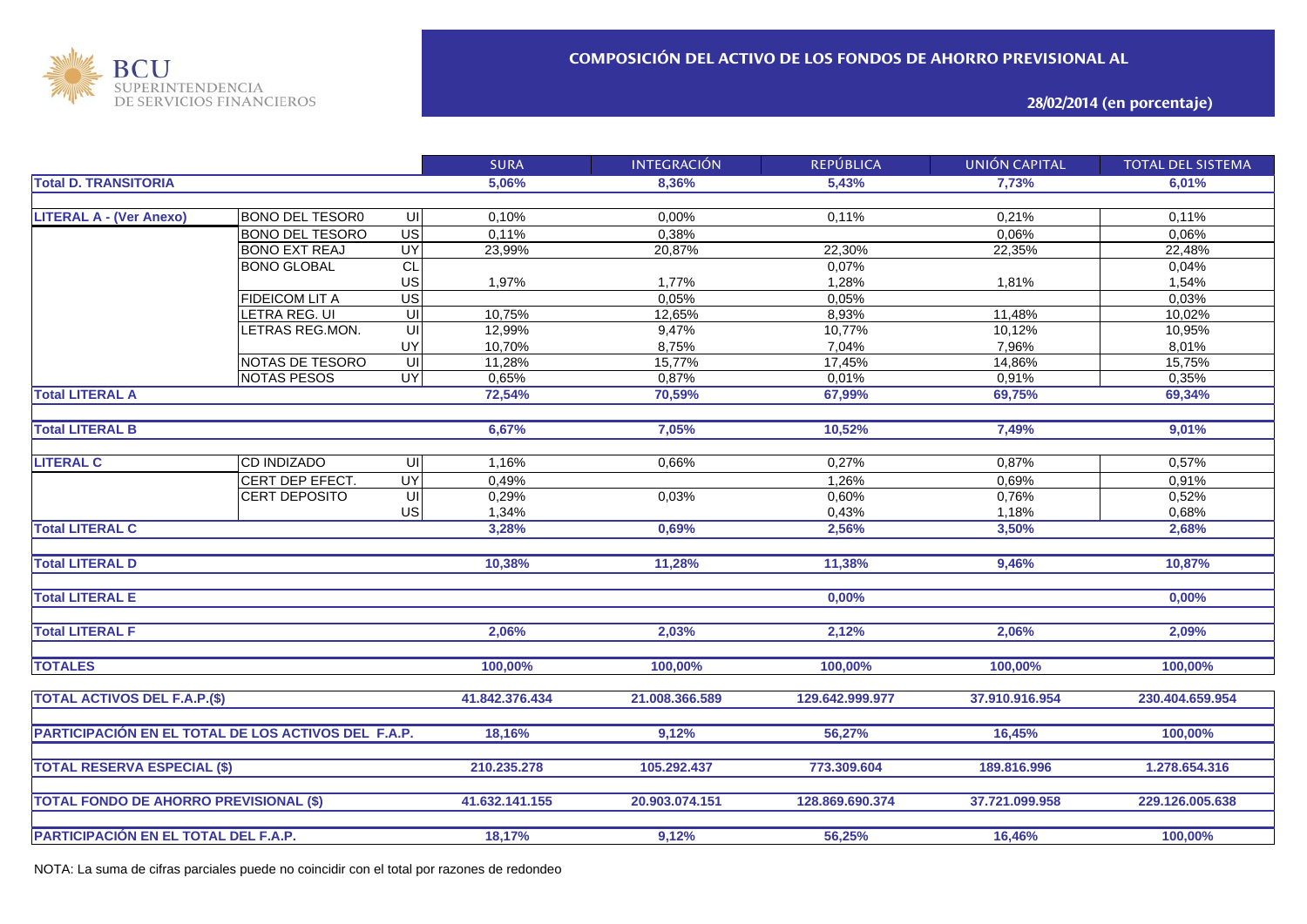BCU SUPERINTENDENCIA DE SERVICIOS FINANCIEROS

## COMPOSICIÓN DEL ACTIVO DE LOS FONDOS DE AHORRO PREVISIONAL AL

**28/02/2014 (en porcentaje)**

| | | | SURA | INTEGRACIÓN | REPÚBLICA | UNIÓN CAPITAL | TOTAL DEL SISTEMA |
|---|---|---|---|---|---|---|---|
| **Total D. TRANSITORIA** | | | **5,06%** | **8,36%** | **5,43%** | **7,73%** | **6,01%** |
| **LITERAL A - (Ver Anexo)** | BONO DEL TESOR0 | UI | 0,10% | 0,00% | 0,11% | 0,21% | 0,11% |
| | BONO DEL TESORO | US | 0,11% | 0,38% | | 0,06% | 0,06% |
| | BONO EXT REAJ | UY | 23,99% | 20,87% | 22,30% | 22,35% | 22,48% |
| | BONO GLOBAL | CL | | | 0,07% | | 0,04% |
| | | US | 1,97% | 1,77% | 1,28% | 1,81% | 1,54% |
| | FIDEICOM LIT A | US | | 0,05% | 0,05% | | 0,03% |
| | LETRA REG. UI | UI | 10,75% | 12,65% | 8,93% | 11,48% | 10,02% |
| | LETRAS REG.MON. | UI | 12,99% | 9,47% | 10,77% | 10,12% | 10,95% |
| | | UY | 10,70% | 8,75% | 7,04% | 7,96% | 8,01% |
| | NOTAS DE TESORO | UI | 11,28% | 15,77% | 17,45% | 14,86% | 15,75% |
| | NOTAS PESOS | UY | 0,65% | 0,87% | 0,01% | 0,91% | 0,35% |
| **Total LITERAL A** | | | **72,54%** | **70,59%** | **67,99%** | **69,75%** | **69,34%** |
| **Total LITERAL B** | | | **6,67%** | **7,05%** | **10,52%** | **7,49%** | **9,01%** |
| **LITERAL C** | CD INDIZADO | UI | 1,16% | 0,66% | 0,27% | 0,87% | 0,57% |
| | CERT DEP EFECT. | UY | 0,49% | | 1,26% | 0,69% | 0,91% |
| | CERT DEPOSITO | UI | 0,29% | 0,03% | 0,60% | 0,76% | 0,52% |
| | | US | 1,34% | | 0,43% | 1,18% | 0,68% |
| **Total LITERAL C** | | | **3,28%** | **0,69%** | **2,56%** | **3,50%** | **2,68%** |
| **Total LITERAL D** | | | **10,38%** | **11,28%** | **11,38%** | **9,46%** | **10,87%** |
| **Total LITERAL E** | | | | | **0,00%** | | **0,00%** |
| **Total LITERAL F** | | | **2,06%** | **2,03%** | **2,12%** | **2,06%** | **2,09%** |
| **TOTALES** | | | **100,00%** | **100,00%** | **100,00%** | **100,00%** | **100,00%** |
| **TOTAL ACTIVOS DEL F.A.P.($)** | | | **41.842.376.434** | **21.008.366.589** | **129.642.999.977** | **37.910.916.954** | **230.404.659.954** |
| **PARTICIPACIÓN EN EL TOTAL DE LOS ACTIVOS DEL F.A.P.** | | | **18,16%** | **9,12%** | **56,27%** | **16,45%** | **100,00%** |
| **TOTAL RESERVA ESPECIAL ($)** | | | **210.235.278** | **105.292.437** | **773.309.604** | **189.816.996** | **1.278.654.316** |
| **TOTAL FONDO DE AHORRO PREVISIONAL ($)** | | | **41.632.141.155** | **20.903.074.151** | **128.869.690.374** | **37.721.099.958** | **229.126.005.638** |
| **PARTICIPACIÓN EN EL TOTAL DEL F.A.P.** | | | **18,17%** | **9,12%** | **56,25%** | **16,46%** | **100,00%** |

NOTA: La suma de cifras parciales puede no coincidir con el total por razones de redondeo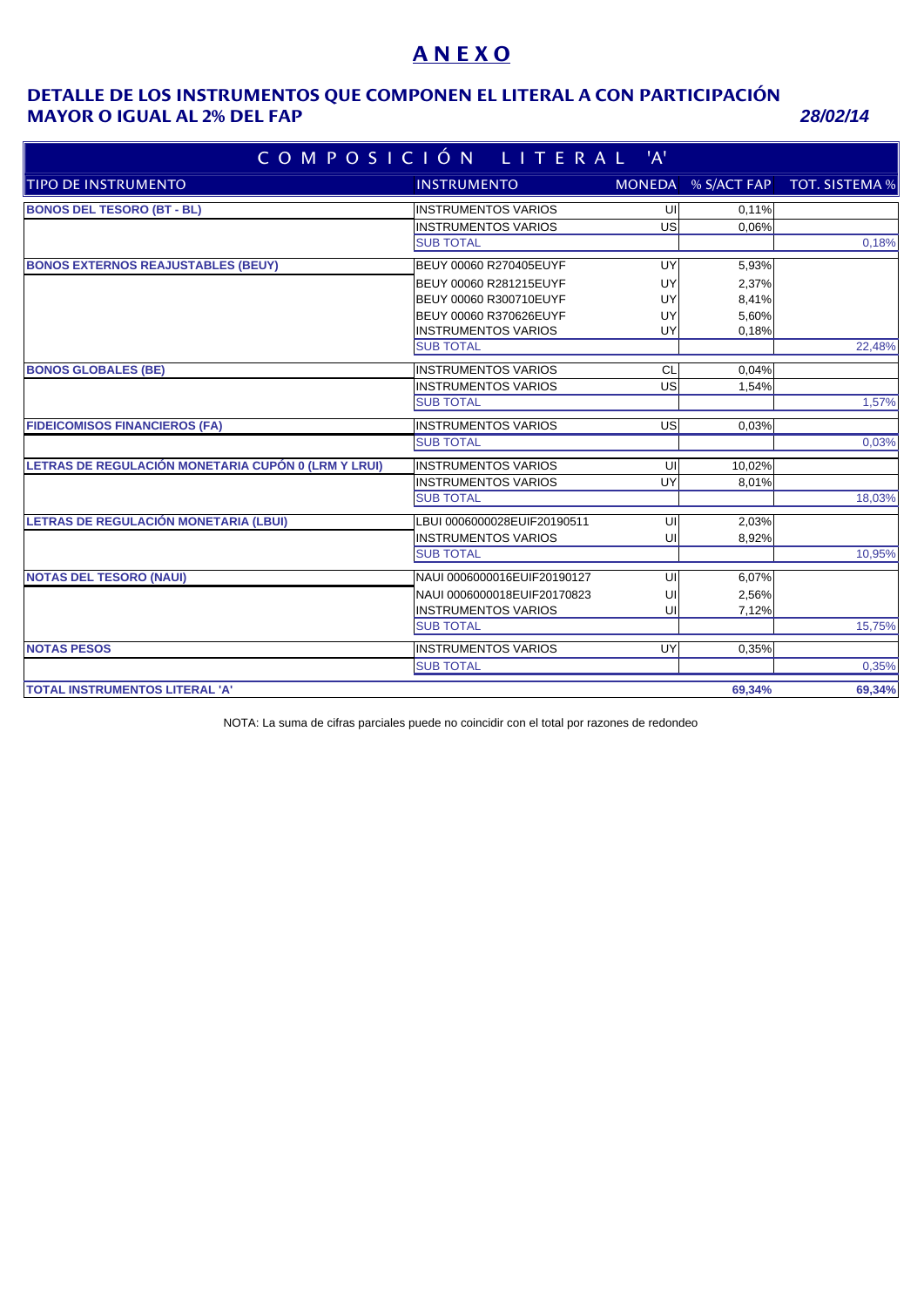# ANEXO

## DETALLE DE LOS INSTRUMENTOS QUE COMPONEN EL LITERAL A CON PARTICIPACIÓN MAYOR O IGUAL AL 2% DEL FAP

*28/02/14*

| COMPOSICIÓN LITERAL 'A' | | | | |
|---|---|---|---|---|
| **TIPO DE INSTRUMENTO** | **INSTRUMENTO** | **MONEDA** | **% S/ACT FAP** | **TOT. SISTEMA %** |
| **BONOS DEL TESORO (BT - BL)** | INSTRUMENTOS VARIOS | UI | 0,11% | |
| | INSTRUMENTOS VARIOS | US | 0,06% | |
| | SUB TOTAL | | | 0,18% |
| **BONOS EXTERNOS REAJUSTABLES (BEUY)** | BEUY 00060 R270405EUYF | UY | 5,93% | |
| | BEUY 00060 R281215EUYF | UY | 2,37% | |
| | BEUY 00060 R300710EUYF | UY | 8,41% | |
| | BEUY 00060 R370626EUYF | UY | 5,60% | |
| | INSTRUMENTOS VARIOS | UY | 0,18% | |
| | SUB TOTAL | | | 22,48% |
| **BONOS GLOBALES (BE)** | INSTRUMENTOS VARIOS | CL | 0,04% | |
| | INSTRUMENTOS VARIOS | US | 1,54% | |
| | SUB TOTAL | | | 1,57% |
| **FIDEICOMISOS FINANCIEROS (FA)** | INSTRUMENTOS VARIOS | US | 0,03% | |
| | SUB TOTAL | | | 0,03% |
| **LETRAS DE REGULACIÓN MONETARIA CUPÓN 0 (LRM Y LRUI)** | INSTRUMENTOS VARIOS | UI | 10,02% | |
| | INSTRUMENTOS VARIOS | UY | 8,01% | |
| | SUB TOTAL | | | 18,03% |
| **LETRAS DE REGULACIÓN MONETARIA (LBUI)** | LBUI 0006000028EUIF20190511 | UI | 2,03% | |
| | INSTRUMENTOS VARIOS | UI | 8,92% | |
| | SUB TOTAL | | | 10,95% |
| **NOTAS DEL TESORO (NAUI)** | NAUI 0006000016EUIF20190127 | UI | 6,07% | |
| | NAUI 0006000018EUIF20170823 | UI | 2,56% | |
| | INSTRUMENTOS VARIOS | UI | 7,12% | |
| | SUB TOTAL | | | 15,75% |
| **NOTAS PESOS** | INSTRUMENTOS VARIOS | UY | 0,35% | |
| | SUB TOTAL | | | 0,35% |
| **TOTAL INSTRUMENTOS LITERAL 'A'** | | | **69,34%** | **69,34%** |

NOTA: La suma de cifras parciales puede no coincidir con el total por razones de redondeo